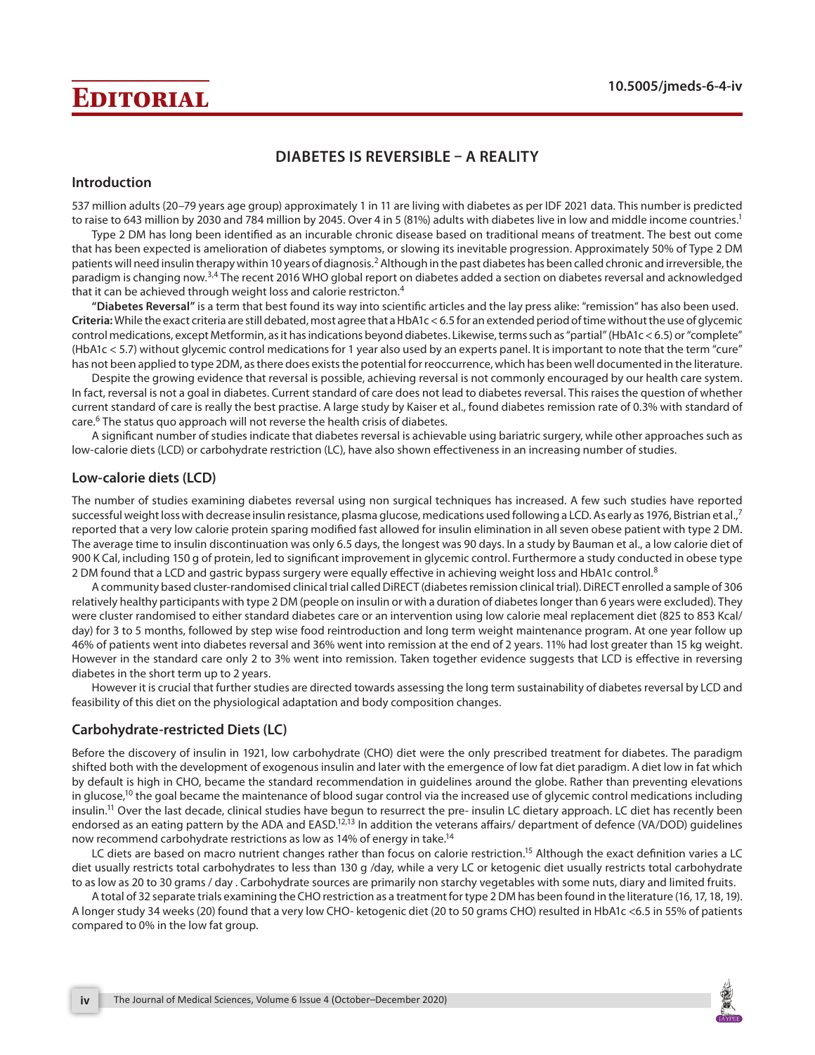# Editorial

10.5005/jmeds-6-4-iv

## DIABETES IS REVERSIBLE – A REALITY

### Introduction

537 million adults (20–79 years age group) approximately 1 in 11 are living with diabetes as per IDF 2021 data. This number is predicted to raise to 643 million by 2030 and 784 million by 2045. Over 4 in 5 (81%) adults with diabetes live in low and middle income countries.[1]

Type 2 DM has long been identified as an incurable chronic disease based on traditional means of treatment. The best out come that has been expected is amelioration of diabetes symptoms, or slowing its inevitable progression. Approximately 50% of Type 2 DM patients will need insulin therapy within 10 years of diagnosis.[2] Although in the past diabetes has been called chronic and irreversible, the paradigm is changing now.[3,4] The recent 2016 WHO global report on diabetes added a section on diabetes reversal and acknowledged that it can be achieved through weight loss and calorie restricton.[4]

**"Diabetes Reversal"** is a term that best found its way into scientific articles and the lay press alike: "remission" has also been used. **Criteria:** While the exact criteria are still debated, most agree that a HbA1c < 6.5 for an extended period of time without the use of glycemic control medications, except Metformin, as it has indications beyond diabetes. Likewise, terms such as "partial" (HbA1c < 6.5) or "complete" (HbA1c < 5.7) without glycemic control medications for 1 year also used by an experts panel. It is important to note that the term "cure" has not been applied to type 2DM, as there does exists the potential for reoccurrence, which has been well documented in the literature.

Despite the growing evidence that reversal is possible, achieving reversal is not commonly encouraged by our health care system. In fact, reversal is not a goal in diabetes. Current standard of care does not lead to diabetes reversal. This raises the question of whether current standard of care is really the best practise. A large study by Kaiser et al., found diabetes remission rate of 0.3% with standard of care.[6] The status quo approach will not reverse the health crisis of diabetes.

A significant number of studies indicate that diabetes reversal is achievable using bariatric surgery, while other approaches such as low-calorie diets (LCD) or carbohydrate restriction (LC), have also shown effectiveness in an increasing number of studies.

### Low-calorie diets (LCD)

The number of studies examining diabetes reversal using non surgical techniques has increased. A few such studies have reported successful weight loss with decrease insulin resistance, plasma glucose, medications used following a LCD. As early as 1976, Bistrian et al.,[7] reported that a very low calorie protein sparing modified fast allowed for insulin elimination in all seven obese patient with type 2 DM. The average time to insulin discontinuation was only 6.5 days, the longest was 90 days. In a study by Bauman et al., a low calorie diet of 900 K Cal, including 150 g of protein, led to significant improvement in glycemic control. Furthermore a study conducted in obese type 2 DM found that a LCD and gastric bypass surgery were equally effective in achieving weight loss and HbA1c control.[8]

A community based cluster-randomised clinical trial called DiRECT (diabetes remission clinical trial). DiRECT enrolled a sample of 306 relatively healthy participants with type 2 DM (people on insulin or with a duration of diabetes longer than 6 years were excluded). They were cluster randomised to either standard diabetes care or an intervention using low calorie meal replacement diet (825 to 853 Kcal/day) for 3 to 5 months, followed by step wise food reintroduction and long term weight maintenance program. At one year follow up 46% of patients went into diabetes reversal and 36% went into remission at the end of 2 years. 11% had lost greater than 15 kg weight. However in the standard care only 2 to 3% went into remission. Taken together evidence suggests that LCD is effective in reversing diabetes in the short term up to 2 years.

However it is crucial that further studies are directed towards assessing the long term sustainability of diabetes reversal by LCD and feasibility of this diet on the physiological adaptation and body composition changes.

### Carbohydrate-restricted Diets (LC)

Before the discovery of insulin in 1921, low carbohydrate (CHO) diet were the only prescribed treatment for diabetes. The paradigm shifted both with the development of exogenous insulin and later with the emergence of low fat diet paradigm. A diet low in fat which by default is high in CHO, became the standard recommendation in guidelines around the globe. Rather than preventing elevations in glucose,[10] the goal became the maintenance of blood sugar control via the increased use of glycemic control medications including insulin.[11] Over the last decade, clinical studies have begun to resurrect the pre- insulin LC dietary approach. LC diet has recently been endorsed as an eating pattern by the ADA and EASD.[12,13] In addition the veterans affairs/ department of defence (VA/DOD) guidelines now recommend carbohydrate restrictions as low as 14% of energy in take.[14]

LC diets are based on macro nutrient changes rather than focus on calorie restriction.[15] Although the exact definition varies a LC diet usually restricts total carbohydrates to less than 130 g /day, while a very LC or ketogenic diet usually restricts total carbohydrate to as low as 20 to 30 grams / day . Carbohydrate sources are primarily non starchy vegetables with some nuts, diary and limited fruits.

A total of 32 separate trials examining the CHO restriction as a treatment for type 2 DM has been found in the literature (16, 17, 18, 19). A longer study 34 weeks (20) found that a very low CHO- ketogenic diet (20 to 50 grams CHO) resulted in HbA1c <6.5 in 55% of patients compared to 0% in the low fat group.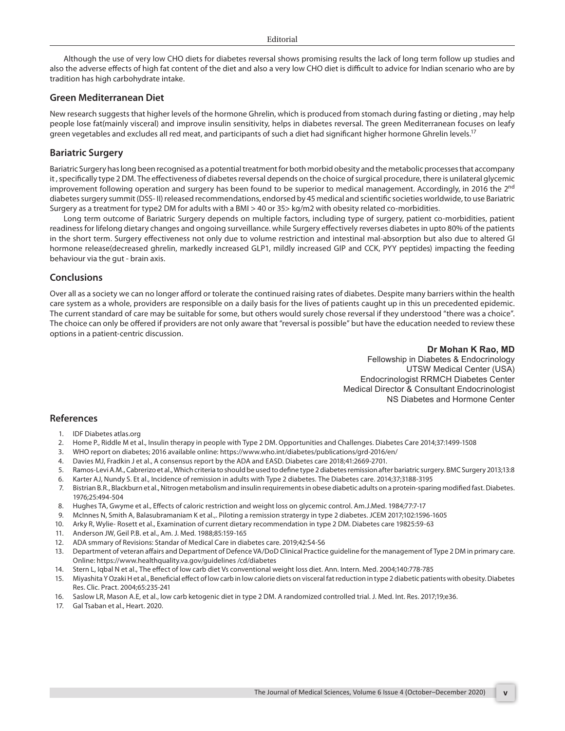Although the use of very low CHO diets for diabetes reversal shows promising results the lack of long term follow up studies and also the adverse effects of high fat content of the diet and also a very low CHO diet is difficult to advice for Indian scenario who are by tradition has high carbohydrate intake.

## Green Mediterranean Diet

New research suggests that higher levels of the hormone Ghrelin, which is produced from stomach during fasting or dieting , may help people lose fat(mainly visceral) and improve insulin sensitivity, helps in diabetes reversal. The green Mediterranean focuses on leafy green vegetables and excludes all red meat, and participants of such a diet had significant higher hormone Ghrelin levels.[17]

## Bariatric Surgery

Bariatric Surgery has long been recognised as a potential treatment for both morbid obesity and the metabolic processes that accompany it , specifically type 2 DM. The effectiveness of diabetes reversal depends on the choice of surgical procedure, there is unilateral glycemic improvement following operation and surgery has been found to be superior to medical management. Accordingly, in 2016 the 2nd diabetes surgery summit (DSS- II) released recommendations, endorsed by 45 medical and scientific societies worldwide, to use Bariatric Surgery as a treatment for type2 DM for adults with a BMI > 40 or 35> kg/m2 with obesity related co-morbidities.

Long term outcome of Bariatric Surgery depends on multiple factors, including type of surgery, patient co-morbidities, patient readiness for lifelong dietary changes and ongoing surveillance. while Surgery effectively reverses diabetes in upto 80% of the patients in the short term. Surgery effectiveness not only due to volume restriction and intestinal mal-absorption but also due to altered GI hormone release(decreased ghrelin, markedly increased GLP1, mildly increased GIP and CCK, PYY peptides) impacting the feeding behaviour via the gut - brain axis.

## Conclusions

Over all as a society we can no longer afford or tolerate the continued raising rates of diabetes. Despite many barriers within the health care system as a whole, providers are responsible on a daily basis for the lives of patients caught up in this un precedented epidemic. The current standard of care may be suitable for some, but others would surely chose reversal if they understood "there was a choice". The choice can only be offered if providers are not only aware that "reversal is possible" but have the education needed to review these options in a patient-centric discussion.

**Dr Mohan K Rao, MD**
Fellowship in Diabetes & Endocrinology
UTSW Medical Center (USA)
Endocrinologist RRMCH Diabetes Center
Medical Director & Consultant Endocrinologist
NS Diabetes and Hormone Center

## References

1. IDF Diabetes atlas.org
2. Home P., Riddle M et al., Insulin therapy in people with Type 2 DM. Opportunities and Challenges. Diabetes Care 2014;37:1499-1508
3. WHO report on diabetes; 2016 available online: https://www.who.int/diabetes/publications/grd-2016/en/
4. Davies MJ, Fradkin J et al., A consensus report by the ADA and EASD. Diabetes care 2018;41:2669-2701.
5. Ramos-Levi A.M., Cabrerizo et al., Which criteria to should be used to define type 2 diabetes remission after bariatric surgery. BMC Surgery 2013;13:8
6. Karter AJ, Nundy S. Et al., Incidence of remission in adults with Type 2 diabetes. The Diabetes care. 2014;37;3188-3195
7. Bistrian B.R., Blackburn et al., Nitrogen metabolism and insulin requirements in obese diabetic adults on a protein-sparing modified fast. Diabetes. 1976;25:494-504
8. Hughes TA, Gwyme et al., Effects of caloric restriction and weight loss on glycemic control. Am.J.Med. 1984;77:7-17
9. McInnes N, Smith A, Balasubramaniam K et al.,. Piloting a remission stratergy in type 2 diabetes. JCEM 2017;102:1596-1605
10. Arky R, Wylie- Rosett et al., Examination of current dietary recommendation in type 2 DM. Diabetes care 19825:59-63
11. Anderson JW, Geil P.B. et al., Am. J. Med. 1988;85:159-165
12. ADA smmary of Revisions: Standar of Medical Care in diabetes care. 2019;42:S4-S6
13. Department of veteran affairs and Department of Defence VA/DoD Clinical Practice guideline for the management of Type 2 DM in primary care. Online: https://www.healthquality.va.gov/guidelines /cd/diabetes
14. Stern L, Iqbal N et al., The effect of low carb diet Vs conventional weight loss diet. Ann. Intern. Med. 2004;140:778-785
15. Miyashita Y Ozaki H et al., Beneficial effect of low carb in low calorie diets on visceral fat reduction in type 2 diabetic patients with obesity. Diabetes Res. Clic. Pract. 2004;65:235-241
16. Saslow LR, Mason A.E, et al., low carb ketogenic diet in type 2 DM. A randomized controlled trial. J. Med. Int. Res. 2017;19;e36.
17. Gal Tsaban et al., Heart. 2020.